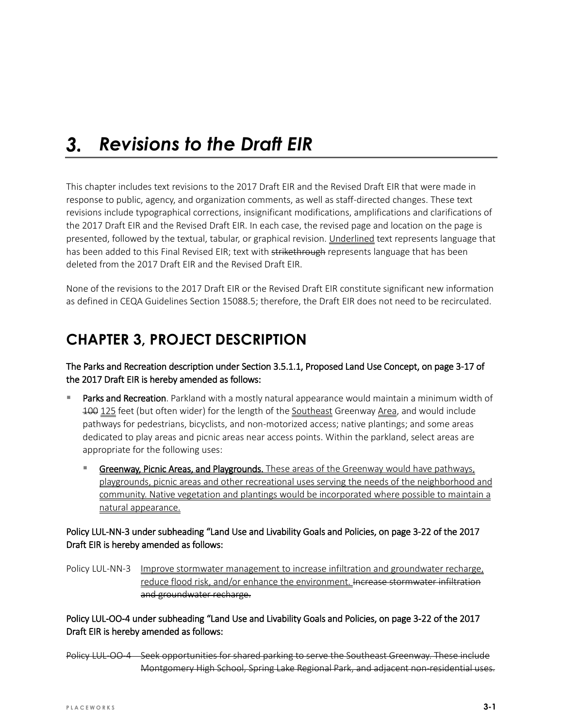# 3. Revisions to the Draft EIR

This chapter includes text revisions to the 2017 Draft EIR and the Revised Draft EIR that were made in response to public, agency, and organization comments, as well as staff-directed changes. These text revisions include typographical corrections, insignificant modifications, amplifications and clarifications of the 2017 Draft EIR and the Revised Draft EIR. In each case, the revised page and location on the page is presented, followed by the textual, tabular, or graphical revision. <u>Underlined</u> text represents language that has been added to this Final Revised EIR; text with ~~strikethrough~~ represents language that has been deleted from the 2017 Draft EIR and the Revised Draft EIR.

None of the revisions to the 2017 Draft EIR or the Revised Draft EIR constitute significant new information as defined in CEQA Guidelines Section 15088.5; therefore, the Draft EIR does not need to be recirculated.

## CHAPTER 3, PROJECT DESCRIPTION

**The Parks and Recreation description under Section 3.5.1.1, Proposed Land Use Concept, on page 3-17 of the 2017 Draft EIR is hereby amended as follows:**

- **Parks and Recreation**. Parkland with a mostly natural appearance would maintain a minimum width of ~~100~~ <u>125</u> feet (but often wider) for the length of the <u>Southeast</u> Greenway <u>Area</u>, and would include pathways for pedestrians, bicyclists, and non-motorized access; native plantings; and some areas dedicated to play areas and picnic areas near access points. Within the parkland, select areas are appropriate for the following uses:
  - <u>**Greenway, Picnic Areas, and Playgrounds.** These areas of the Greenway would have pathways, playgrounds, picnic areas and other recreational uses serving the needs of the neighborhood and community. Native vegetation and plantings would be incorporated where possible to maintain a natural appearance.</u>

**Policy LUL-NN-3 under subheading "Land Use and Livability Goals and Policies, on page 3-22 of the 2017 Draft EIR is hereby amended as follows:**

Policy LUL-NN-3 <u>Improve stormwater management to increase infiltration and groundwater recharge, reduce flood risk, and/or enhance the environment.</u> ~~Increase stormwater infiltration and groundwater recharge.~~

**Policy LUL-OO-4 under subheading "Land Use and Livability Goals and Policies, on page 3-22 of the 2017 Draft EIR is hereby amended as follows:**

~~Policy LUL-OO-4 Seek opportunities for shared parking to serve the Southeast Greenway. These include Montgomery High School, Spring Lake Regional Park, and adjacent non-residential uses.~~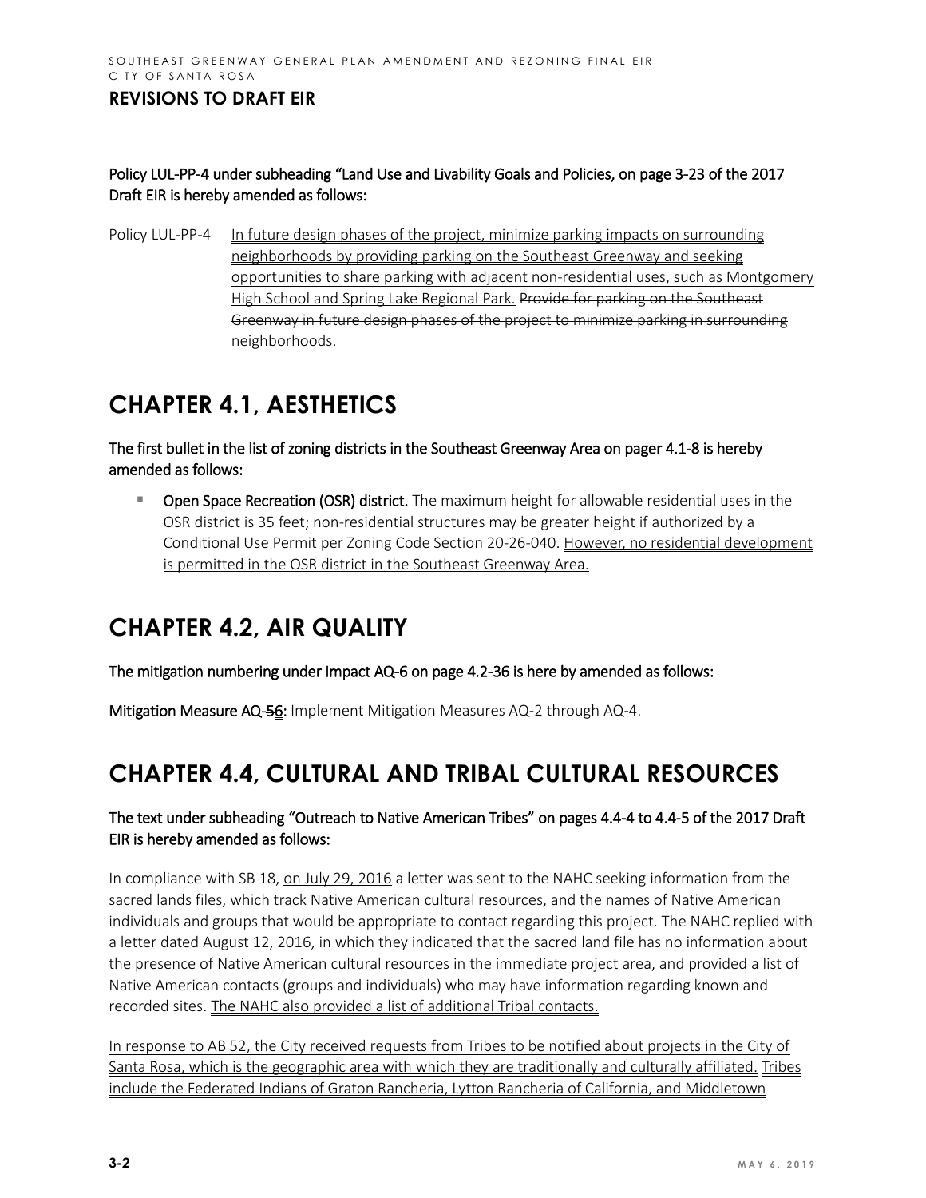## REVISIONS TO DRAFT EIR

**Policy LUL-PP-4 under subheading "Land Use and Livability Goals and Policies, on page 3-23 of the 2017 Draft EIR is hereby amended as follows:**

Policy LUL-PP-4 <u>In future design phases of the project, minimize parking impacts on surrounding neighborhoods by providing parking on the Southeast Greenway and seeking opportunities to share parking with adjacent non-residential uses, such as Montgomery High School and Spring Lake Regional Park.</u> ~~Provide for parking on the Southeast Greenway in future design phases of the project to minimize parking in surrounding neighborhoods.~~

# CHAPTER 4.1, AESTHETICS

**The first bullet in the list of zoning districts in the Southeast Greenway Area on pager 4.1-8 is hereby amended as follows:**

- **Open Space Recreation (OSR) district.** The maximum height for allowable residential uses in the OSR district is 35 feet; non-residential structures may be greater height if authorized by a Conditional Use Permit per Zoning Code Section 20-26-040. <u>However, no residential development is permitted in the OSR district in the Southeast Greenway Area.</u>

# CHAPTER 4.2, AIR QUALITY

**The mitigation numbering under Impact AQ-6 on page 4.2-36 is here by amended as follows:**

**Mitigation Measure AQ-~~5~~<u>6</u>:** Implement Mitigation Measures AQ-2 through AQ-4.

# CHAPTER 4.4, CULTURAL AND TRIBAL CULTURAL RESOURCES

**The text under subheading "Outreach to Native American Tribes" on pages 4.4-4 to 4.4-5 of the 2017 Draft EIR is hereby amended as follows:**

In compliance with SB 18, <u>on July 29, 2016</u> a letter was sent to the NAHC seeking information from the sacred lands files, which track Native American cultural resources, and the names of Native American individuals and groups that would be appropriate to contact regarding this project. The NAHC replied with a letter dated August 12, 2016, in which they indicated that the sacred land file has no information about the presence of Native American cultural resources in the immediate project area, and provided a list of Native American contacts (groups and individuals) who may have information regarding known and recorded sites. <u>The NAHC also provided a list of additional Tribal contacts.</u>

<u>In response to AB 52, the City received requests from Tribes to be notified about projects in the City of Santa Rosa, which is the geographic area with which they are traditionally and culturally affiliated. Tribes include the Federated Indians of Graton Rancheria, Lytton Rancheria of California, and Middletown</u>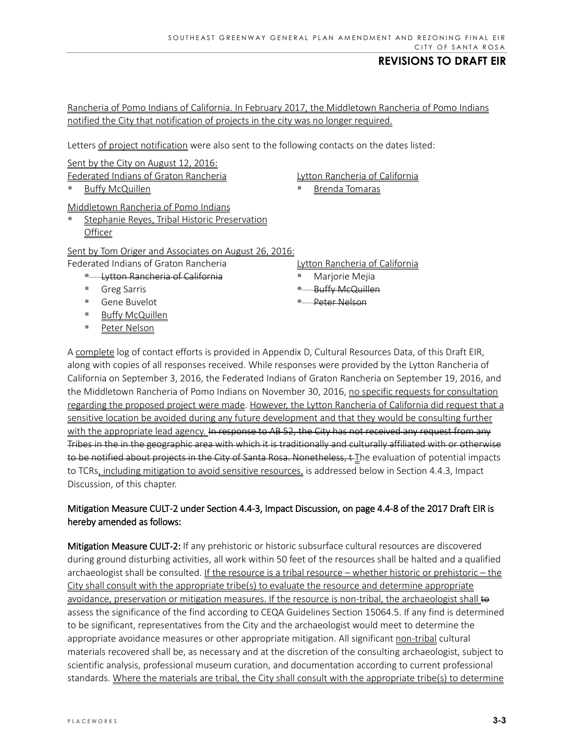Rancheria of Pomo Indians of California. In February 2017, the Middletown Rancheria of Pomo Indians notified the City that notification of projects in the city was no longer required.

Letters of project notification were also sent to the following contacts on the dates listed:

Sent by the City on August 12, 2016:

Federated Indians of Graton Rancheria
- Buffy McQuillen

Lytton Rancheria of California
- Brenda Tomaras

Middletown Rancheria of Pomo Indians
- Stephanie Reyes, Tribal Historic Preservation Officer

Sent by Tom Origer and Associates on August 26, 2016:

Federated Indians of Graton Rancheria
- ~~Lytton Rancheria of California~~
- Greg Sarris
- Gene Buvelot
- Buffy McQuillen
- Peter Nelson

Lytton Rancheria of California
- Marjorie Mejia
- ~~Buffy McQuillen~~
- ~~Peter Nelson~~

A complete log of contact efforts is provided in Appendix D, Cultural Resources Data, of this Draft EIR, along with copies of all responses received. While responses were provided by the Lytton Rancheria of California on September 3, 2016, the Federated Indians of Graton Rancheria on September 19, 2016, and the Middletown Rancheria of Pomo Indians on November 30, 2016, no specific requests for consultation regarding the proposed project were made. However, the Lytton Rancheria of California did request that a sensitive location be avoided during any future development and that they would be consulting further with the appropriate lead agency. ~~In response to AB 52, the City has not received any request from any Tribes in the in the geographic area with which it is traditionally and culturally affiliated with or otherwise to be notified about projects in the City of Santa Rosa. Nonetheless, t~~ The evaluation of potential impacts to TCRs, including mitigation to avoid sensitive resources, is addressed below in Section 4.4.3, Impact Discussion, of this chapter.

**Mitigation Measure CULT-2 under Section 4.4-3, Impact Discussion, on page 4.4-8 of the 2017 Draft EIR is hereby amended as follows:**

**Mitigation Measure CULT-2:** If any prehistoric or historic subsurface cultural resources are discovered during ground disturbing activities, all work within 50 feet of the resources shall be halted and a qualified archaeologist shall be consulted. If the resource is a tribal resource – whether historic or prehistoric – the City shall consult with the appropriate tribe(s) to evaluate the resource and determine appropriate avoidance, preservation or mitigation measures. If the resource is non-tribal, the archaeologist shall ~~to~~ assess the significance of the find according to CEQA Guidelines Section 15064.5. If any find is determined to be significant, representatives from the City and the archaeologist would meet to determine the appropriate avoidance measures or other appropriate mitigation. All significant non-tribal cultural materials recovered shall be, as necessary and at the discretion of the consulting archaeologist, subject to scientific analysis, professional museum curation, and documentation according to current professional standards. Where the materials are tribal, the City shall consult with the appropriate tribe(s) to determine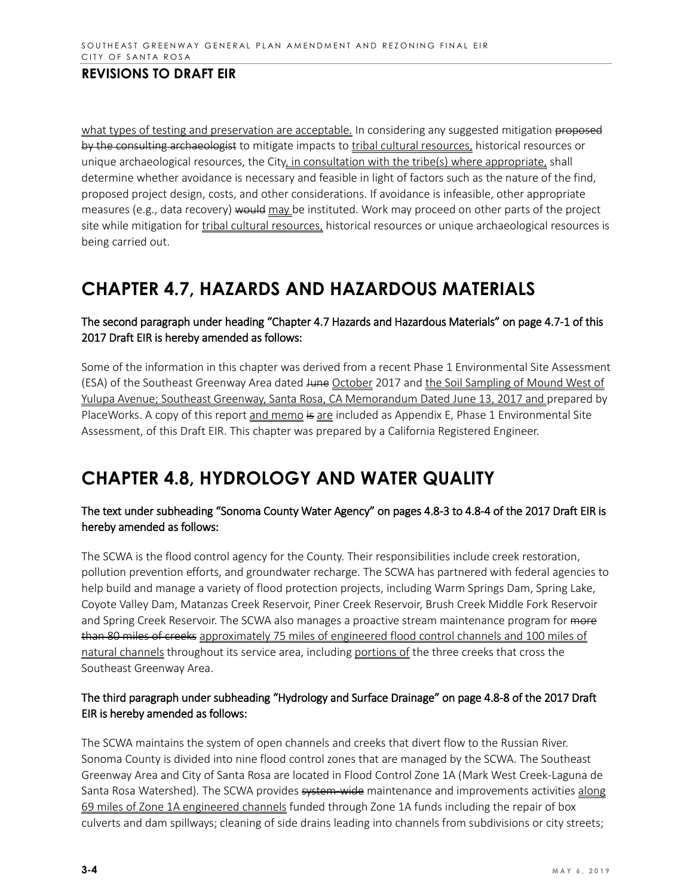<u>what types of testing and preservation are acceptable.</u> In considering any suggested mitigation ~~proposed by the consulting archaeologist~~ to mitigate impacts to <u>tribal cultural resources,</u> historical resources or unique archaeological resources, the City<u>, in consultation with the tribe(s) where appropriate,</u> shall determine whether avoidance is necessary and feasible in light of factors such as the nature of the find, proposed project design, costs, and other considerations. If avoidance is infeasible, other appropriate measures (e.g., data recovery) ~~would~~ <u>may</u> be instituted. Work may proceed on other parts of the project site while mitigation for <u>tribal cultural resources,</u> historical resources or unique archaeological resources is being carried out.

# CHAPTER 4.7, HAZARDS AND HAZARDOUS MATERIALS

**The second paragraph under heading "Chapter 4.7 Hazards and Hazardous Materials" on page 4.7-1 of this 2017 Draft EIR is hereby amended as follows:**

Some of the information in this chapter was derived from a recent Phase 1 Environmental Site Assessment (ESA) of the Southeast Greenway Area dated ~~June~~ <u>October</u> 2017 and <u>the Soil Sampling of Mound West of Yulupa Avenue; Southeast Greenway, Santa Rosa, CA Memorandum Dated June 13, 2017 and</u> prepared by PlaceWorks. A copy of this report <u>and memo</u> ~~is~~ <u>are</u> included as Appendix E, Phase 1 Environmental Site Assessment, of this Draft EIR. This chapter was prepared by a California Registered Engineer.

# CHAPTER 4.8, HYDROLOGY AND WATER QUALITY

**The text under subheading "Sonoma County Water Agency" on pages 4.8-3 to 4.8-4 of the 2017 Draft EIR is hereby amended as follows:**

The SCWA is the flood control agency for the County. Their responsibilities include creek restoration, pollution prevention efforts, and groundwater recharge. The SCWA has partnered with federal agencies to help build and manage a variety of flood protection projects, including Warm Springs Dam, Spring Lake, Coyote Valley Dam, Matanzas Creek Reservoir, Piner Creek Reservoir, Brush Creek Middle Fork Reservoir and Spring Creek Reservoir. The SCWA also manages a proactive stream maintenance program for ~~more than 80 miles of creeks~~ <u>approximately 75 miles of engineered flood control channels and 100 miles of natural channels</u> throughout its service area, including <u>portions of</u> the three creeks that cross the Southeast Greenway Area.

**The third paragraph under subheading "Hydrology and Surface Drainage" on page 4.8-8 of the 2017 Draft EIR is hereby amended as follows:**

The SCWA maintains the system of open channels and creeks that divert flow to the Russian River. Sonoma County is divided into nine flood control zones that are managed by the SCWA. The Southeast Greenway Area and City of Santa Rosa are located in Flood Control Zone 1A (Mark West Creek-Laguna de Santa Rosa Watershed). The SCWA provides ~~system-wide~~ maintenance and improvements activities <u>along 69 miles of Zone 1A engineered channels</u> funded through Zone 1A funds including the repair of box culverts and dam spillways; cleaning of side drains leading into channels from subdivisions or city streets;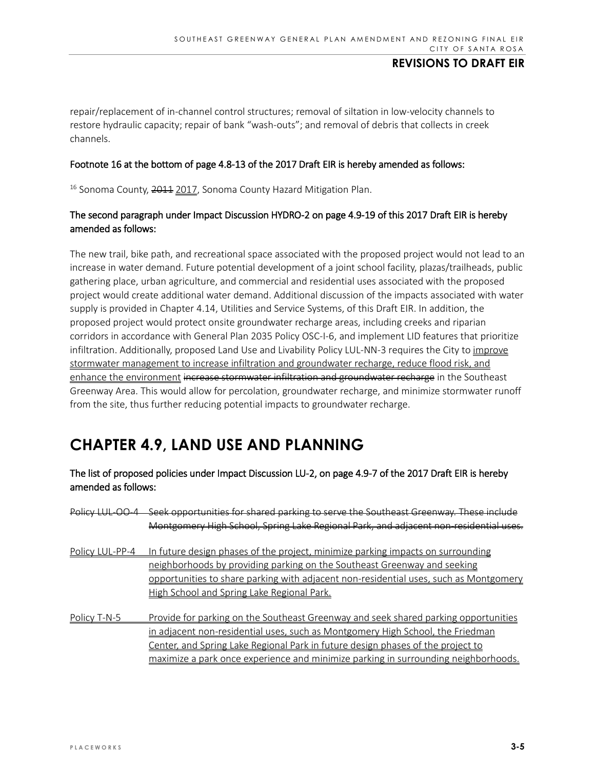repair/replacement of in-channel control structures; removal of siltation in low-velocity channels to restore hydraulic capacity; repair of bank "wash-outs"; and removal of debris that collects in creek channels.

Footnote 16 at the bottom of page 4.8-13 of the 2017 Draft EIR is hereby amended as follows:

[16] Sonoma County, ~~2011~~ <u>2017</u>, Sonoma County Hazard Mitigation Plan.

The second paragraph under Impact Discussion HYDRO-2 on page 4.9-19 of this 2017 Draft EIR is hereby amended as follows:

The new trail, bike path, and recreational space associated with the proposed project would not lead to an increase in water demand. Future potential development of a joint school facility, plazas/trailheads, public gathering place, urban agriculture, and commercial and residential uses associated with the proposed project would create additional water demand. Additional discussion of the impacts associated with water supply is provided in Chapter 4.14, Utilities and Service Systems, of this Draft EIR. In addition, the proposed project would protect onsite groundwater recharge areas, including creeks and riparian corridors in accordance with General Plan 2035 Policy OSC-I-6, and implement LID features that prioritize infiltration. Additionally, proposed Land Use and Livability Policy LUL-NN-3 requires the City to <u>improve stormwater management to increase infiltration and groundwater recharge, reduce flood risk, and enhance the environment</u> ~~increase stormwater infiltration and groundwater recharge~~ in the Southeast Greenway Area. This would allow for percolation, groundwater recharge, and minimize stormwater runoff from the site, thus further reducing potential impacts to groundwater recharge.

# CHAPTER 4.9, LAND USE AND PLANNING

The list of proposed policies under Impact Discussion LU-2, on page 4.9-7 of the 2017 Draft EIR is hereby amended as follows:

~~Policy LUL-OO-4 Seek opportunities for shared parking to serve the Southeast Greenway. These include Montgomery High School, Spring Lake Regional Park, and adjacent non-residential uses.~~

<u>Policy LUL-PP-4 In future design phases of the project, minimize parking impacts on surrounding neighborhoods by providing parking on the Southeast Greenway and seeking opportunities to share parking with adjacent non-residential uses, such as Montgomery High School and Spring Lake Regional Park.</u>

<u>Policy T-N-5 Provide for parking on the Southeast Greenway and seek shared parking opportunities in adjacent non-residential uses, such as Montgomery High School, the Friedman Center, and Spring Lake Regional Park in future design phases of the project to maximize a park once experience and minimize parking in surrounding neighborhoods.</u>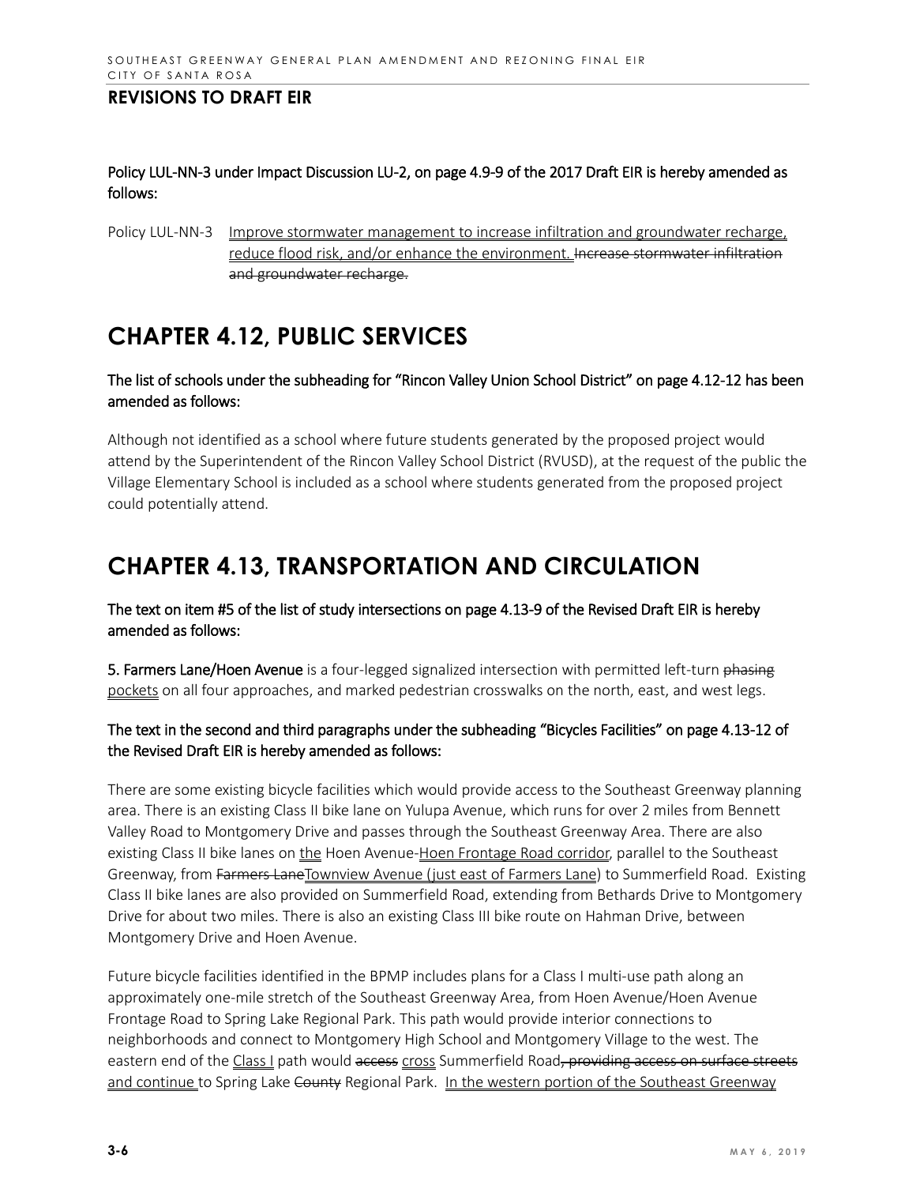**Policy LUL-NN-3 under Impact Discussion LU-2, on page 4.9-9 of the 2017 Draft EIR is hereby amended as follows:**

Policy LUL-NN-3 <u>Improve stormwater management to increase infiltration and groundwater recharge, reduce flood risk, and/or enhance the environment.</u> ~~Increase stormwater infiltration and groundwater recharge.~~

# CHAPTER 4.12, PUBLIC SERVICES

**The list of schools under the subheading for "Rincon Valley Union School District" on page 4.12-12 has been amended as follows:**

Although not identified as a school where future students generated by the proposed project would attend by the Superintendent of the Rincon Valley School District (RVUSD), at the request of the public the Village Elementary School is included as a school where students generated from the proposed project could potentially attend.

# CHAPTER 4.13, TRANSPORTATION AND CIRCULATION

**The text on item #5 of the list of study intersections on page 4.13-9 of the Revised Draft EIR is hereby amended as follows:**

**5. Farmers Lane/Hoen Avenue** is a four-legged signalized intersection with permitted left-turn ~~phasing~~ <u>pockets</u> on all four approaches, and marked pedestrian crosswalks on the north, east, and west legs.

**The text in the second and third paragraphs under the subheading "Bicycles Facilities" on page 4.13-12 of the Revised Draft EIR is hereby amended as follows:**

There are some existing bicycle facilities which would provide access to the Southeast Greenway planning area. There is an existing Class II bike lane on Yulupa Avenue, which runs for over 2 miles from Bennett Valley Road to Montgomery Drive and passes through the Southeast Greenway Area. There are also existing Class II bike lanes on <u>the</u> Hoen Avenue-<u>Hoen Frontage Road corridor</u>, parallel to the Southeast Greenway, from ~~Farmers Lane~~<u>Townview Avenue (just east of Farmers Lane</u>) to Summerfield Road. Existing Class II bike lanes are also provided on Summerfield Road, extending from Bethards Drive to Montgomery Drive for about two miles. There is also an existing Class III bike route on Hahman Drive, between Montgomery Drive and Hoen Avenue.

Future bicycle facilities identified in the BPMP includes plans for a Class I multi-use path along an approximately one-mile stretch of the Southeast Greenway Area, from Hoen Avenue/Hoen Avenue Frontage Road to Spring Lake Regional Park. This path would provide interior connections to neighborhoods and connect to Montgomery High School and Montgomery Village to the west. The eastern end of the <u>Class I</u> path would ~~access~~ <u>cross</u> Summerfield Road~~, providing access on surface streets~~ <u>and continue</u> to Spring Lake ~~County~~ Regional Park. <u>In the western portion of the Southeast Greenway</u>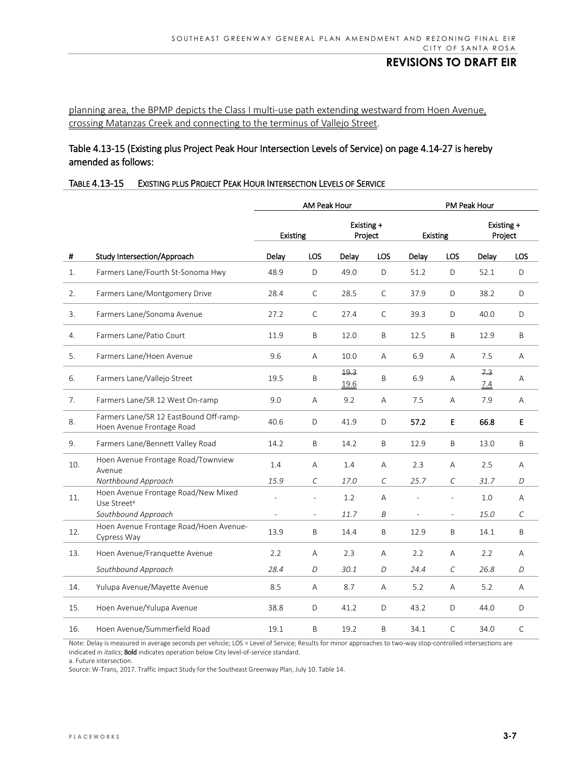planning area, the BPMP depicts the Class I multi-use path extending westward from Hoen Avenue, crossing Matanzas Creek and connecting to the terminus of Vallejo Street.

Table 4.13-15 (Existing plus Project Peak Hour Intersection Levels of Service) on page 4.14-27 is hereby amended as follows:

TABLE 4.13-15 EXISTING PLUS PROJECT PEAK HOUR INTERSECTION LEVELS OF SERVICE

| | | AM Peak Hour | | | | PM Peak Hour | | | |
|---|---|---|---|---|---|---|---|---|---|
| | | Existing | | Existing + Project | | Existing | | Existing + Project | |
| # | Study Intersection/Approach | Delay | LOS | Delay | LOS | Delay | LOS | Delay | LOS |
| 1. | Farmers Lane/Fourth St-Sonoma Hwy | 48.9 | D | 49.0 | D | 51.2 | D | 52.1 | D |
| 2. | Farmers Lane/Montgomery Drive | 28.4 | C | 28.5 | C | 37.9 | D | 38.2 | D |
| 3. | Farmers Lane/Sonoma Avenue | 27.2 | C | 27.4 | C | 39.3 | D | 40.0 | D |
| 4. | Farmers Lane/Patio Court | 11.9 | B | 12.0 | B | 12.5 | B | 12.9 | B |
| 5. | Farmers Lane/Hoen Avenue | 9.6 | A | 10.0 | A | 6.9 | A | 7.5 | A |
| 6. | Farmers Lane/Vallejo Street | 19.5 | B | ~~19.3~~ 19.6 | B | 6.9 | A | ~~7.3~~ 7.4 | A |
| 7. | Farmers Lane/SR 12 West On-ramp | 9.0 | A | 9.2 | A | 7.5 | A | 7.9 | A |
| 8. | Farmers Lane/SR 12 EastBound Off-ramp-Hoen Avenue Frontage Road | 40.6 | D | 41.9 | D | **57.2** | **E** | **66.8** | **E** |
| 9. | Farmers Lane/Bennett Valley Road | 14.2 | B | 14.2 | B | 12.9 | B | 13.0 | B |
| 10. | Hoen Avenue Frontage Road/Townview Avenue | 1.4 | A | 1.4 | A | 2.3 | A | 2.5 | A |
| | *Northbound Approach* | *15.9* | *C* | *17.0* | *C* | *25.7* | *C* | *31.7* | *D* |
| 11. | Hoen Avenue Frontage Road/New Mixed Use Street[a] | - | - | 1.2 | A | - | - | 1.0 | A |
| | *Southbound Approach* | - | - | *11.7* | *B* | - | - | *15.0* | *C* |
| 12. | Hoen Avenue Frontage Road/Hoen Avenue-Cypress Way | 13.9 | B | 14.4 | B | 12.9 | B | 14.1 | B |
| 13. | Hoen Avenue/Franquette Avenue | 2.2 | A | 2.3 | A | 2.2 | A | 2.2 | A |
| | *Southbound Approach* | *28.4* | *D* | *30.1* | *D* | *24.4* | *C* | *26.8* | *D* |
| 14. | Yulupa Avenue/Mayette Avenue | 8.5 | A | 8.7 | A | 5.2 | A | 5.2 | A |
| 15. | Hoen Avenue/Yulupa Avenue | 38.8 | D | 41.2 | D | 43.2 | D | 44.0 | D |
| 16. | Hoen Avenue/Summerfield Road | 19.1 | B | 19.2 | B | 34.1 | C | 34.0 | C |

Note: Delay is measured in average seconds per vehicle; LOS = Level of Service; Results for minor approaches to two-way stop-controlled intersections are indicated in *italics*; **Bold** indicates operation below City level-of-service standard.

a. Future intersection.

Source: W-Trans, 2017. Traffic Impact Study for the Southeast Greenway Plan, July 10. Table 14.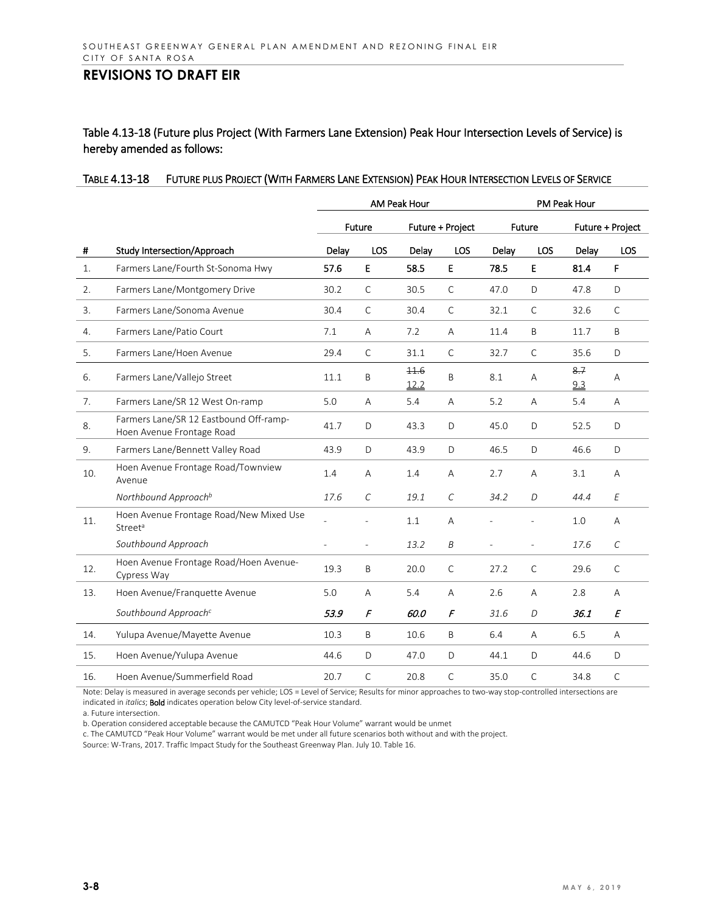## REVISIONS TO DRAFT EIR

Table 4.13-18 (Future plus Project (With Farmers Lane Extension) Peak Hour Intersection Levels of Service) is hereby amended as follows:

TABLE 4.13-18 FUTURE PLUS PROJECT (WITH FARMERS LANE EXTENSION) PEAK HOUR INTERSECTION LEVELS OF SERVICE

| | | AM Peak Hour | | | | PM Peak Hour | | | |
|---|---|---|---|---|---|---|---|---|---|
| | | Future | | Future + Project | | Future | | Future + Project | |
| # | Study Intersection/Approach | Delay | LOS | Delay | LOS | Delay | LOS | Delay | LOS |
| 1. | Farmers Lane/Fourth St-Sonoma Hwy | **57.6** | **E** | **58.5** | **E** | **78.5** | **E** | **81.4** | **F** |
| 2. | Farmers Lane/Montgomery Drive | 30.2 | C | 30.5 | C | 47.0 | D | 47.8 | D |
| 3. | Farmers Lane/Sonoma Avenue | 30.4 | C | 30.4 | C | 32.1 | C | 32.6 | C |
| 4. | Farmers Lane/Patio Court | 7.1 | A | 7.2 | A | 11.4 | B | 11.7 | B |
| 5. | Farmers Lane/Hoen Avenue | 29.4 | C | 31.1 | C | 32.7 | C | 35.6 | D |
| 6. | Farmers Lane/Vallejo Street | 11.1 | B | ~~11.6~~ 12.2 | B | 8.1 | A | ~~8.7~~ 9.3 | A |
| 7. | Farmers Lane/SR 12 West On-ramp | 5.0 | A | 5.4 | A | 5.2 | A | 5.4 | A |
| 8. | Farmers Lane/SR 12 Eastbound Off-ramp-Hoen Avenue Frontage Road | 41.7 | D | 43.3 | D | 45.0 | D | 52.5 | D |
| 9. | Farmers Lane/Bennett Valley Road | 43.9 | D | 43.9 | D | 46.5 | D | 46.6 | D |
| 10. | Hoen Avenue Frontage Road/Townview Avenue | 1.4 | A | 1.4 | A | 2.7 | A | 3.1 | A |
| | *Northbound Approach[b]* | *17.6* | *C* | *19.1* | *C* | *34.2* | *D* | *44.4* | *E* |
| 11. | Hoen Avenue Frontage Road/New Mixed Use Street[a] | - | - | 1.1 | A | - | - | 1.0 | A |
| | *Southbound Approach* | - | - | *13.2* | *B* | - | - | *17.6* | *C* |
| 12. | Hoen Avenue Frontage Road/Hoen Avenue-Cypress Way | 19.3 | B | 20.0 | C | 27.2 | C | 29.6 | C |
| 13. | Hoen Avenue/Franquette Avenue | 5.0 | A | 5.4 | A | 2.6 | A | 2.8 | A |
| | *Southbound Approach[c]* | ***53.9*** | ***F*** | ***60.0*** | ***F*** | *31.6* | *D* | ***36.1*** | ***E*** |
| 14. | Yulupa Avenue/Mayette Avenue | 10.3 | B | 10.6 | B | 6.4 | A | 6.5 | A |
| 15. | Hoen Avenue/Yulupa Avenue | 44.6 | D | 47.0 | D | 44.1 | D | 44.6 | D |
| 16. | Hoen Avenue/Summerfield Road | 20.7 | C | 20.8 | C | 35.0 | C | 34.8 | C |

Note: Delay is measured in average seconds per vehicle; LOS = Level of Service; Results for minor approaches to two-way stop-controlled intersections are indicated in *italics*; **Bold** indicates operation below City level-of-service standard.

a. Future intersection.

b. Operation considered acceptable because the CAMUTCD "Peak Hour Volume" warrant would be unmet

c. The CAMUTCD "Peak Hour Volume" warrant would be met under all future scenarios both without and with the project.

Source: W-Trans, 2017. Traffic Impact Study for the Southeast Greenway Plan. July 10. Table 16.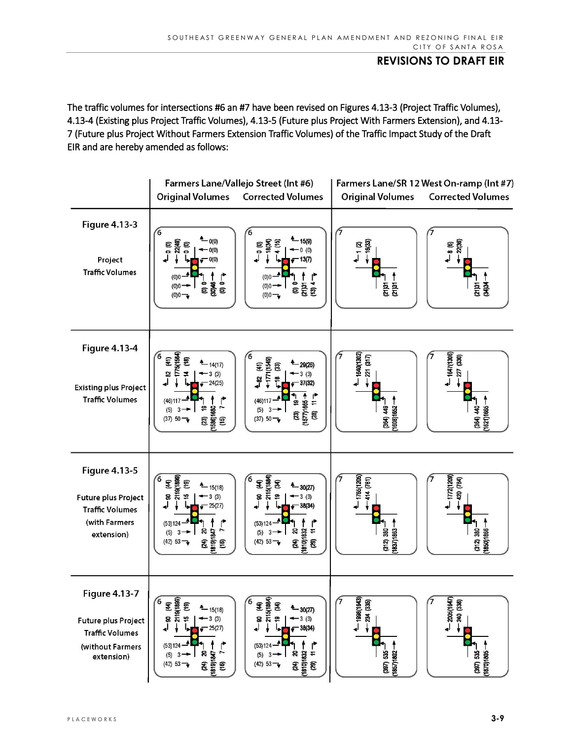## REVISIONS TO DRAFT EIR

The traffic volumes for intersections #6 an #7 have been revised on Figures 4.13-3 (Project Traffic Volumes), 4.13-4 (Existing plus Project Traffic Volumes), 4.13-5 (Future plus Project With Farmers Extension), and 4.13-7 (Future plus Project Without Farmers Extension Traffic Volumes) of the Traffic Impact Study of the Draft EIR and are hereby amended as follows:

| | Farmers Lane/Vallejo Street (Int #6) Original Volumes | Farmers Lane/Vallejo Street (Int #6) Corrected Volumes | Farmers Lane/SR 12 West On-ramp (Int #7) Original Volumes | Farmers Lane/SR 12 West On-ramp (Int #7) Corrected Volumes |
|---|---|---|---|---|
| **Figure 4.13-3** Project Traffic Volumes | SB: 0 (0), 22(49), 0 (0); WB: 0(0), 0(0), 0(0); EB: (0)0, (0)0, (0)0; NB: (0) 0, (30)46, (0) 0 | SB: 0 (0), 18(34), 4 (15); WB: 15(9), 0 (0), 13(7); EB: (0)0, (0)0, (0)0; NB: (0) 0, (21)31, (13) 4 | SB: 1 (2), 16(33); NB: (21)31, (21)31 | SB: 8 (6), 22(36); NB: (21)31, (34)34 |
| **Figure 4.13-4** Existing plus Project Traffic Volumes | SB: 82 (41), 1775(1564), 14 (18); WB: 14(17), 3 (3), 24(25); EB: (46)117, (5) 3, (37) 50; NB: (23) 19, (1586)1680, (15) 7 | SB: 82 (41), 1771(1549), 18 (33); WB: 29(26), 3 (3), 37(32); EB: (46)117, (5) 3, (37) 50; NB: (23) 19, (1577)1665, (28) 11 | SB: 1640(1302), 221 (317); NB: (364) 449, (1608)1652 | SB: 1647(1306), 227 (330); NB: (364) 440, (1621)1665 |
| **Figure 4.13-5** Future plus Project Traffic Volumes (with Farmers extension) | SB: 90 (44), 2119(1899), 15 (19); WB: 15(18), 3 (3), 25(27); EB: (53)124, (5) 3, (42) 53; NB: (24) 20, (1819)1847, (16) 7 | SB: 90 (44), 2115(1884), 19 (34); WB: 30(27), 3 (3), 38(34); EB: (53)124, (5) 3, (42) 53; NB: (24) 20, (1810)1832, (29) 11 | SB: 1765(1205), 414 (761); NB: (312) 380, (1837)1853 | SB: 1772(1209), 420 (764); NB: (312) 380, (1850)1866 |
| **Figure 4.13-7** Future plus Project Traffic Volumes (without Farmers extension) | SB: 90 (44), 2119(1899), 15 (19); WB: 15(18), 3 (3), 25(27); EB: (53)124, (5) 3, (42) 53; NB: (24) 20, (1819)1847, (16) 7 | SB: 90 (44), 2115(1884), 19 (34); WB: 30(27), 3 (3), 38(34); EB: (53)124, (5) 3, (42) 53; NB: (24) 20, (1810)1832, (29) 11 | SB: 1998(1643), 234 (335); NB: (397) 535, (1857)1802 | SB: 2005(1647), 240 (336); NB: (397) 535, (1870)1805 |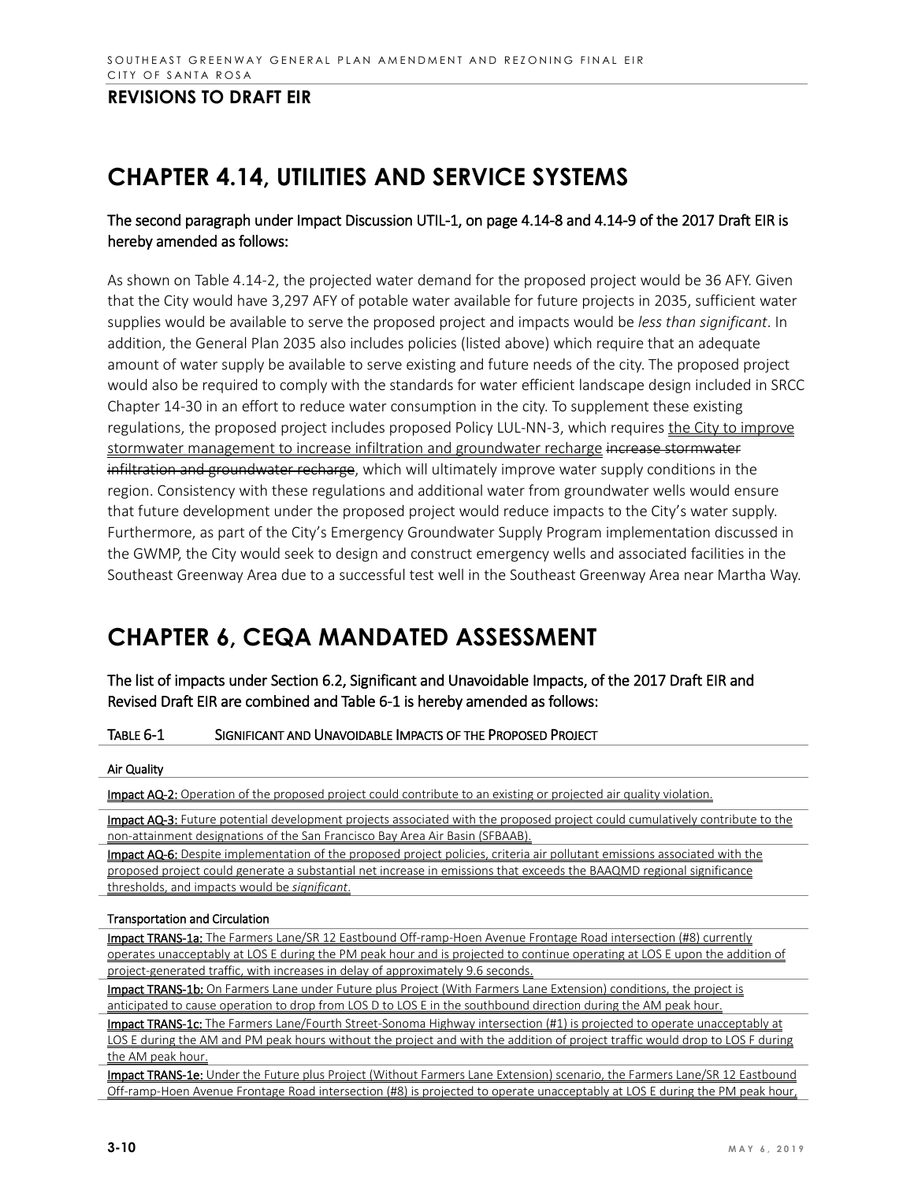## REVISIONS TO DRAFT EIR

# CHAPTER 4.14, UTILITIES AND SERVICE SYSTEMS

**The second paragraph under Impact Discussion UTIL-1, on page 4.14-8 and 4.14-9 of the 2017 Draft EIR is hereby amended as follows:**

As shown on Table 4.14-2, the projected water demand for the proposed project would be 36 AFY. Given that the City would have 3,297 AFY of potable water available for future projects in 2035, sufficient water supplies would be available to serve the proposed project and impacts would be *less than significant*. In addition, the General Plan 2035 also includes policies (listed above) which require that an adequate amount of water supply be available to serve existing and future needs of the city. The proposed project would also be required to comply with the standards for water efficient landscape design included in SRCC Chapter 14-30 in an effort to reduce water consumption in the city. To supplement these existing regulations, the proposed project includes proposed Policy LUL-NN-3, which requires <u>the City to improve stormwater management to increase infiltration and groundwater recharge</u> ~~increase stormwater infiltration and groundwater recharge~~, which will ultimately improve water supply conditions in the region. Consistency with these regulations and additional water from groundwater wells would ensure that future development under the proposed project would reduce impacts to the City's water supply. Furthermore, as part of the City's Emergency Groundwater Supply Program implementation discussed in the GWMP, the City would seek to design and construct emergency wells and associated facilities in the Southeast Greenway Area due to a successful test well in the Southeast Greenway Area near Martha Way.

# CHAPTER 6, CEQA MANDATED ASSESSMENT

**The list of impacts under Section 6.2, Significant and Unavoidable Impacts, of the 2017 Draft EIR and Revised Draft EIR are combined and Table 6-1 is hereby amended as follows:**

TABLE 6-1 SIGNIFICANT AND UNAVOIDABLE IMPACTS OF THE PROPOSED PROJECT

| |
|---|
| **Air Quality** |
| <u>**Impact AQ-2:** Operation of the proposed project could contribute to an existing or projected air quality violation.</u> |
| <u>**Impact AQ-3:** Future potential development projects associated with the proposed project could cumulatively contribute to the non-attainment designations of the San Francisco Bay Area Air Basin (SFBAAB).</u> |
| <u>**Impact AQ-6:** Despite implementation of the proposed project policies, criteria air pollutant emissions associated with the proposed project could generate a substantial net increase in emissions that exceeds the BAAQMD regional significance thresholds, and impacts would be *significant*.</u> |
| **Transportation and Circulation** |
| <u>**Impact TRANS-1a:** The Farmers Lane/SR 12 Eastbound Off-ramp-Hoen Avenue Frontage Road intersection (#8) currently operates unacceptably at LOS E during the PM peak hour and is projected to continue operating at LOS E upon the addition of project-generated traffic, with increases in delay of approximately 9.6 seconds.</u> |
| <u>**Impact TRANS-1b:** On Farmers Lane under Future plus Project (With Farmers Lane Extension) conditions, the project is anticipated to cause operation to drop from LOS D to LOS E in the southbound direction during the AM peak hour.</u> |
| <u>**Impact TRANS-1c:** The Farmers Lane/Fourth Street-Sonoma Highway intersection (#1) is projected to operate unacceptably at LOS E during the AM and PM peak hours without the project and with the addition of project traffic would drop to LOS F during the AM peak hour.</u> |
| <u>**Impact TRANS-1e:** Under the Future plus Project (Without Farmers Lane Extension) scenario, the Farmers Lane/SR 12 Eastbound Off-ramp-Hoen Avenue Frontage Road intersection (#8) is projected to operate unacceptably at LOS E during the PM peak hour,</u> |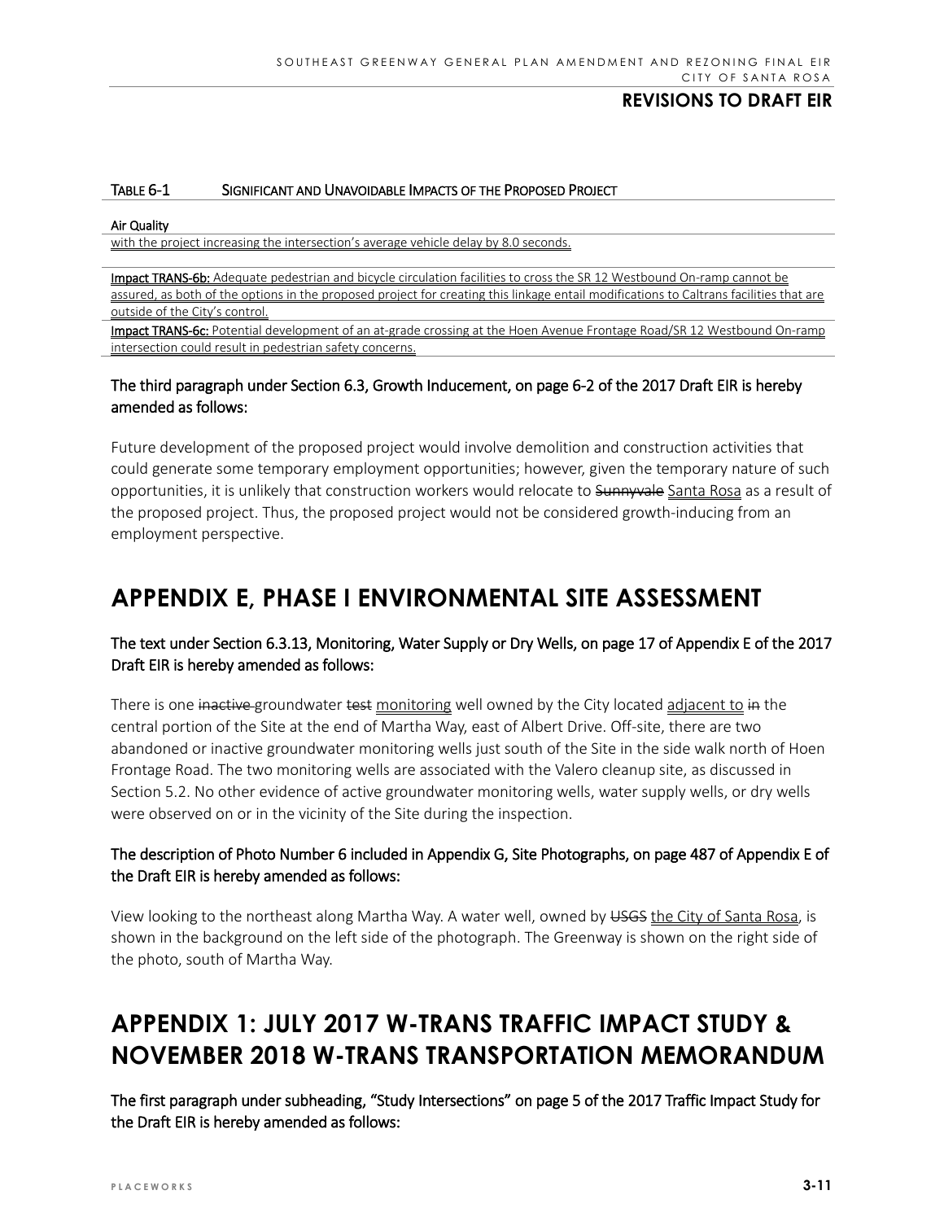REVISIONS TO DRAFT EIR

TABLE 6-1 SIGNIFICANT AND UNAVOIDABLE IMPACTS OF THE PROPOSED PROJECT

| Air Quality |
|---|
| <u>with the project increasing the intersection's average vehicle delay by 8.0 seconds.</u> |
| **Impact TRANS-6b:** <u>Adequate pedestrian and bicycle circulation facilities to cross the SR 12 Westbound On-ramp cannot be assured, as both of the options in the proposed project for creating this linkage entail modifications to Caltrans facilities that are outside of the City's control.</u> |
| **Impact TRANS-6c:** <u>Potential development of an at-grade crossing at the Hoen Avenue Frontage Road/SR 12 Westbound On-ramp intersection could result in pedestrian safety concerns.</u> |

**The third paragraph under Section 6.3, Growth Inducement, on page 6-2 of the 2017 Draft EIR is hereby amended as follows:**

Future development of the proposed project would involve demolition and construction activities that could generate some temporary employment opportunities; however, given the temporary nature of such opportunities, it is unlikely that construction workers would relocate to ~~Sunnyvale~~ <u>Santa Rosa</u> as a result of the proposed project. Thus, the proposed project would not be considered growth-inducing from an employment perspective.

# APPENDIX E, PHASE I ENVIRONMENTAL SITE ASSESSMENT

**The text under Section 6.3.13, Monitoring, Water Supply or Dry Wells, on page 17 of Appendix E of the 2017 Draft EIR is hereby amended as follows:**

There is one ~~inactive~~ groundwater ~~test~~ <u>monitoring</u> well owned by the City located <u>adjacent to</u> ~~in~~ the central portion of the Site at the end of Martha Way, east of Albert Drive. Off-site, there are two abandoned or inactive groundwater monitoring wells just south of the Site in the side walk north of Hoen Frontage Road. The two monitoring wells are associated with the Valero cleanup site, as discussed in Section 5.2. No other evidence of active groundwater monitoring wells, water supply wells, or dry wells were observed on or in the vicinity of the Site during the inspection.

**The description of Photo Number 6 included in Appendix G, Site Photographs, on page 487 of Appendix E of the Draft EIR is hereby amended as follows:**

View looking to the northeast along Martha Way. A water well, owned by ~~USGS~~ <u>the City of Santa Rosa</u>, is shown in the background on the left side of the photograph. The Greenway is shown on the right side of the photo, south of Martha Way.

# APPENDIX 1: JULY 2017 W-TRANS TRAFFIC IMPACT STUDY & NOVEMBER 2018 W-TRANS TRANSPORTATION MEMORANDUM

**The first paragraph under subheading, "Study Intersections" on page 5 of the 2017 Traffic Impact Study for the Draft EIR is hereby amended as follows:**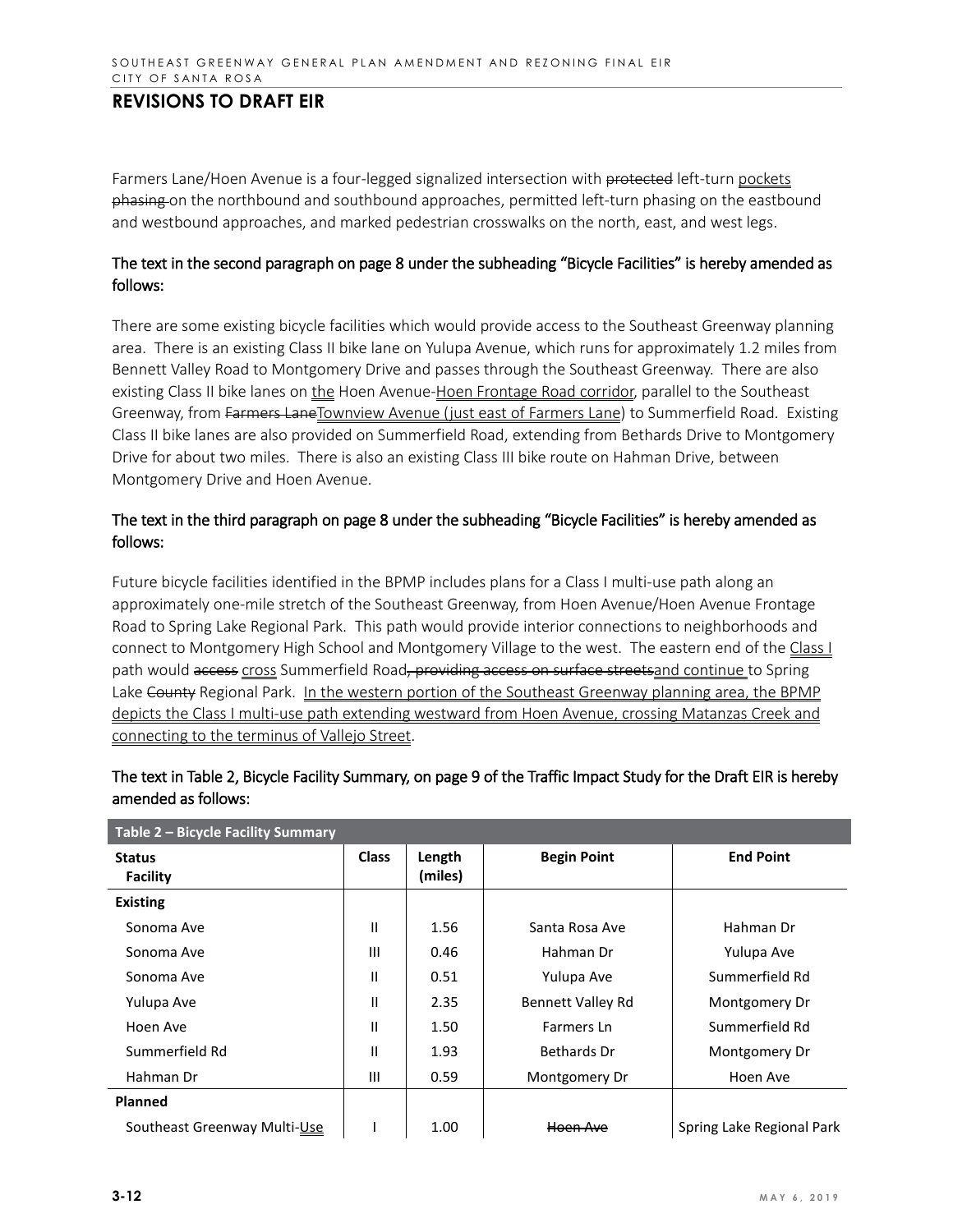## REVISIONS TO DRAFT EIR

Farmers Lane/Hoen Avenue is a four-legged signalized intersection with ~~protected~~ left-turn <u>pockets</u> ~~phasing~~ on the northbound and southbound approaches, permitted left-turn phasing on the eastbound and westbound approaches, and marked pedestrian crosswalks on the north, east, and west legs.

**The text in the second paragraph on page 8 under the subheading "Bicycle Facilities" is hereby amended as follows:**

There are some existing bicycle facilities which would provide access to the Southeast Greenway planning area. There is an existing Class II bike lane on Yulupa Avenue, which runs for approximately 1.2 miles from Bennett Valley Road to Montgomery Drive and passes through the Southeast Greenway. There are also existing Class II bike lanes on <u>the</u> Hoen Avenue-<u>Hoen Frontage Road corridor</u>, parallel to the Southeast Greenway, from ~~Farmers Lane~~<u>Townview Avenue (just east of Farmers Lane)</u> to Summerfield Road. Existing Class II bike lanes are also provided on Summerfield Road, extending from Bethards Drive to Montgomery Drive for about two miles. There is also an existing Class III bike route on Hahman Drive, between Montgomery Drive and Hoen Avenue.

**The text in the third paragraph on page 8 under the subheading "Bicycle Facilities" is hereby amended as follows:**

Future bicycle facilities identified in the BPMP includes plans for a Class I multi-use path along an approximately one-mile stretch of the Southeast Greenway, from Hoen Avenue/Hoen Avenue Frontage Road to Spring Lake Regional Park. This path would provide interior connections to neighborhoods and connect to Montgomery High School and Montgomery Village to the west. The eastern end of the <u>Class I</u> path would ~~access~~ <u>cross</u> Summerfield Road~~, providing access on surface streets~~<u>and continue</u> to Spring Lake ~~County~~ Regional Park. <u>In the western portion of the Southeast Greenway planning area, the BPMP depicts the Class I multi-use path extending westward from Hoen Avenue, crossing Matanzas Creek and connecting to the terminus of Vallejo Street</u>.

**The text in Table 2, Bicycle Facility Summary, on page 9 of the Traffic Impact Study for the Draft EIR is hereby amended as follows:**

| Table 2 – Bicycle Facility Summary | | | | |
|---|---|---|---|---|
| **Status Facility** | **Class** | **Length (miles)** | **Begin Point** | **End Point** |
| **Existing** | | | | |
| Sonoma Ave | II | 1.56 | Santa Rosa Ave | Hahman Dr |
| Sonoma Ave | III | 0.46 | Hahman Dr | Yulupa Ave |
| Sonoma Ave | II | 0.51 | Yulupa Ave | Summerfield Rd |
| Yulupa Ave | II | 2.35 | Bennett Valley Rd | Montgomery Dr |
| Hoen Ave | II | 1.50 | Farmers Ln | Summerfield Rd |
| Summerfield Rd | II | 1.93 | Bethards Dr | Montgomery Dr |
| Hahman Dr | III | 0.59 | Montgomery Dr | Hoen Ave |
| **Planned** | | | | |
| Southeast Greenway Multi-<u>Use</u> | I | 1.00 | ~~Hoen Ave~~ | Spring Lake Regional Park |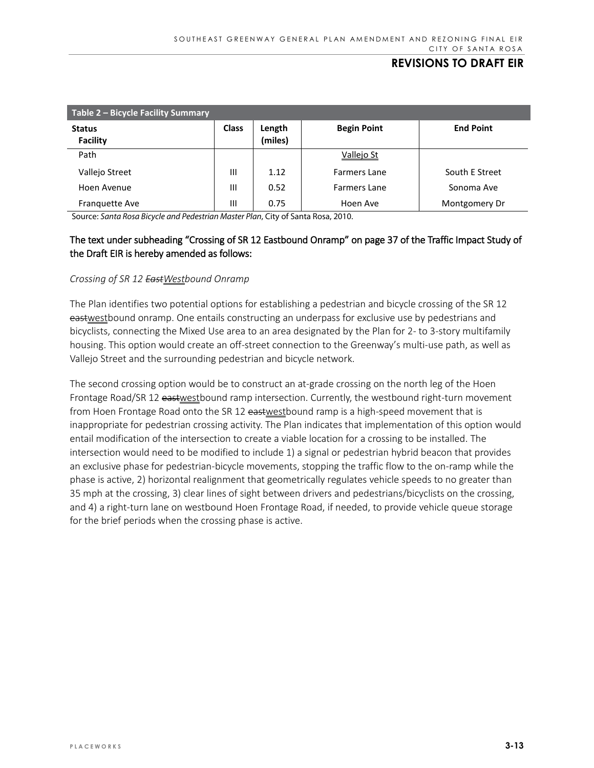## REVISIONS TO DRAFT EIR

**Table 2 – Bicycle Facility Summary**

| **Status Facility** | **Class** | **Length (miles)** | **Begin Point** | **End Point** |
|---|---|---|---|---|
| Path | | | <u>Vallejo St</u> | |
| Vallejo Street | III | 1.12 | Farmers Lane | South E Street |
| Hoen Avenue | III | 0.52 | Farmers Lane | Sonoma Ave |
| Franquette Ave | III | 0.75 | Hoen Ave | Montgomery Dr |

Source: *Santa Rosa Bicycle and Pedestrian Master Plan*, City of Santa Rosa, 2010.

The text under subheading "Crossing of SR 12 Eastbound Onramp" on page 37 of the Traffic Impact Study of the Draft EIR is hereby amended as follows:

*Crossing of SR 12 ~~East~~<u>West</u>bound Onramp*

The Plan identifies two potential options for establishing a pedestrian and bicycle crossing of the SR 12 ~~east~~<u>west</u>bound onramp. One entails constructing an underpass for exclusive use by pedestrians and bicyclists, connecting the Mixed Use area to an area designated by the Plan for 2- to 3-story multifamily housing. This option would create an off-street connection to the Greenway's multi-use path, as well as Vallejo Street and the surrounding pedestrian and bicycle network.

The second crossing option would be to construct an at-grade crossing on the north leg of the Hoen Frontage Road/SR 12 ~~east~~<u>west</u>bound ramp intersection. Currently, the westbound right-turn movement from Hoen Frontage Road onto the SR 12 ~~east~~<u>west</u>bound ramp is a high-speed movement that is inappropriate for pedestrian crossing activity. The Plan indicates that implementation of this option would entail modification of the intersection to create a viable location for a crossing to be installed. The intersection would need to be modified to include 1) a signal or pedestrian hybrid beacon that provides an exclusive phase for pedestrian-bicycle movements, stopping the traffic flow to the on-ramp while the phase is active, 2) horizontal realignment that geometrically regulates vehicle speeds to no greater than 35 mph at the crossing, 3) clear lines of sight between drivers and pedestrians/bicyclists on the crossing, and 4) a right-turn lane on westbound Hoen Frontage Road, if needed, to provide vehicle queue storage for the brief periods when the crossing phase is active.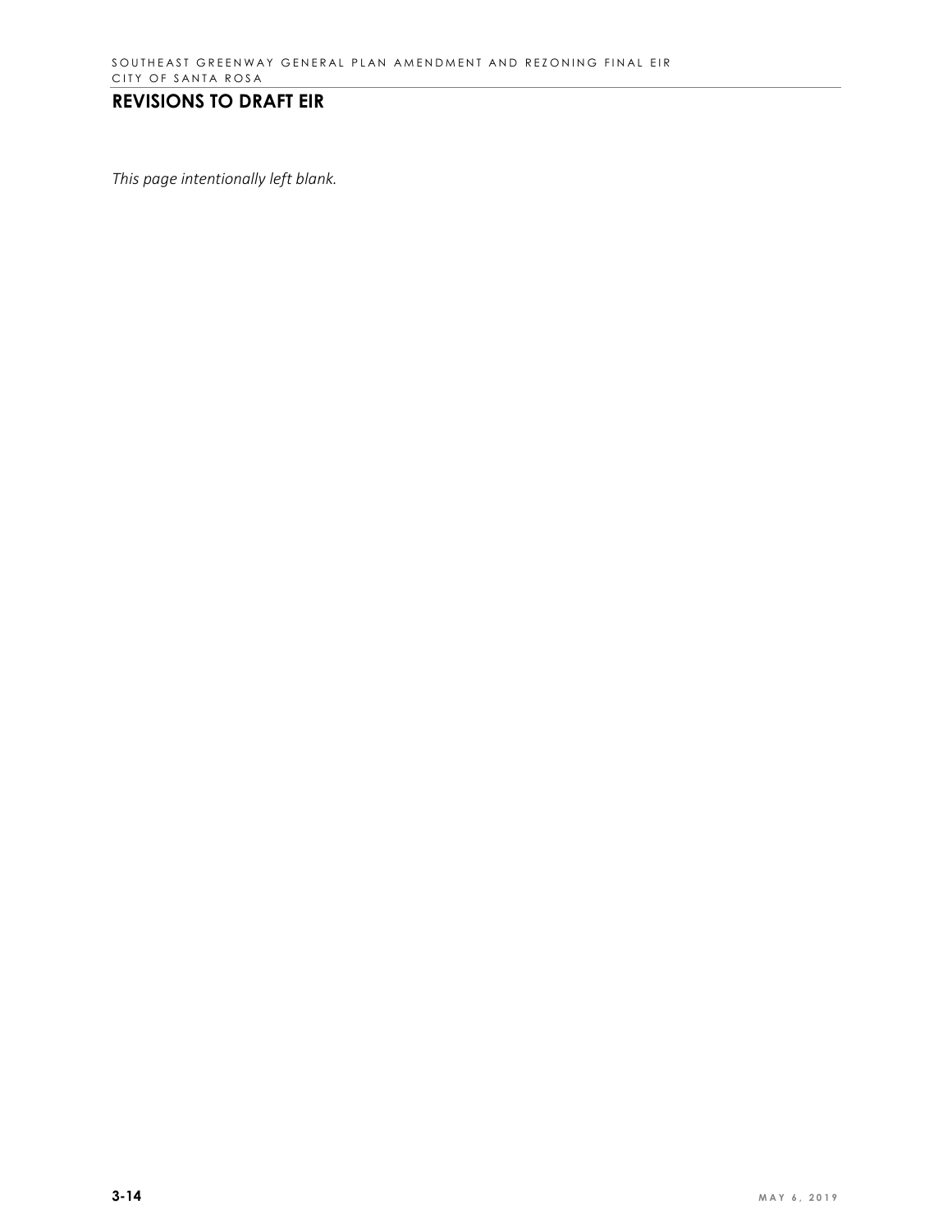## REVISIONS TO DRAFT EIR

*This page intentionally left blank.*